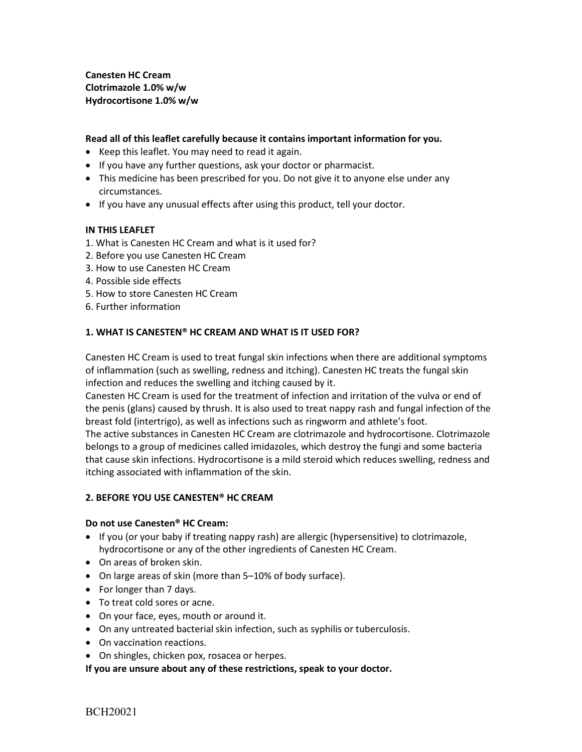**Canesten HC Cream**
**Clotrimazole 1.0% w/w**
**Hydrocortisone 1.0% w/w**

**Read all of this leaflet carefully because it contains important information for you.**

- Keep this leaflet. You may need to read it again.
- If you have any further questions, ask your doctor or pharmacist.
- This medicine has been prescribed for you. Do not give it to anyone else under any circumstances.
- If you have any unusual effects after using this product, tell your doctor.

**IN THIS LEAFLET**

1. What is Canesten HC Cream and what is it used for?
2. Before you use Canesten HC Cream
3. How to use Canesten HC Cream
4. Possible side effects
5. How to store Canesten HC Cream
6. Further information

## 1. WHAT IS CANESTEN® HC CREAM AND WHAT IS IT USED FOR?

Canesten HC Cream is used to treat fungal skin infections when there are additional symptoms of inflammation (such as swelling, redness and itching). Canesten HC treats the fungal skin infection and reduces the swelling and itching caused by it.
Canesten HC Cream is used for the treatment of infection and irritation of the vulva or end of the penis (glans) caused by thrush. It is also used to treat nappy rash and fungal infection of the breast fold (intertrigo), as well as infections such as ringworm and athlete's foot.
The active substances in Canesten HC Cream are clotrimazole and hydrocortisone. Clotrimazole belongs to a group of medicines called imidazoles, which destroy the fungi and some bacteria that cause skin infections. Hydrocortisone is a mild steroid which reduces swelling, redness and itching associated with inflammation of the skin.

## 2. BEFORE YOU USE CANESTEN® HC CREAM

**Do not use Canesten® HC Cream:**

- If you (or your baby if treating nappy rash) are allergic (hypersensitive) to clotrimazole, hydrocortisone or any of the other ingredients of Canesten HC Cream.
- On areas of broken skin.
- On large areas of skin (more than 5–10% of body surface).
- For longer than 7 days.
- To treat cold sores or acne.
- On your face, eyes, mouth or around it.
- On any untreated bacterial skin infection, such as syphilis or tuberculosis.
- On vaccination reactions.
- On shingles, chicken pox, rosacea or herpes.

**If you are unsure about any of these restrictions, speak to your doctor.**

BCH20021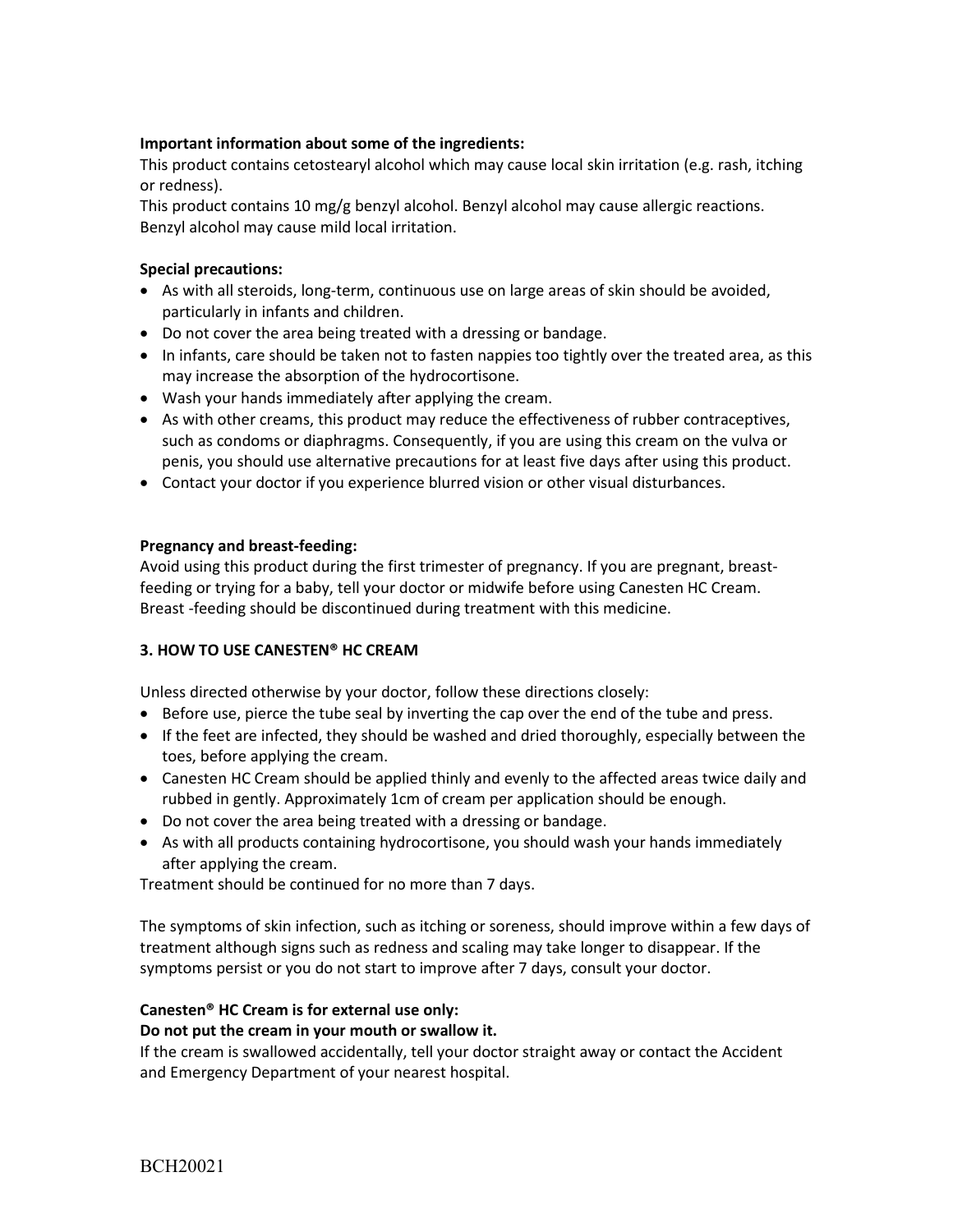**Important information about some of the ingredients:**
This product contains cetostearyl alcohol which may cause local skin irritation (e.g. rash, itching or redness).
This product contains 10 mg/g benzyl alcohol. Benzyl alcohol may cause allergic reactions. Benzyl alcohol may cause mild local irritation.

**Special precautions:**

- As with all steroids, long-term, continuous use on large areas of skin should be avoided, particularly in infants and children.
- Do not cover the area being treated with a dressing or bandage.
- In infants, care should be taken not to fasten nappies too tightly over the treated area, as this may increase the absorption of the hydrocortisone.
- Wash your hands immediately after applying the cream.
- As with other creams, this product may reduce the effectiveness of rubber contraceptives, such as condoms or diaphragms. Consequently, if you are using this cream on the vulva or penis, you should use alternative precautions for at least five days after using this product.
- Contact your doctor if you experience blurred vision or other visual disturbances.

**Pregnancy and breast-feeding:**
Avoid using this product during the first trimester of pregnancy. If you are pregnant, breast-feeding or trying for a baby, tell your doctor or midwife before using Canesten HC Cream. Breast -feeding should be discontinued during treatment with this medicine.

## 3. HOW TO USE CANESTEN® HC CREAM

Unless directed otherwise by your doctor, follow these directions closely:

- Before use, pierce the tube seal by inverting the cap over the end of the tube and press.
- If the feet are infected, they should be washed and dried thoroughly, especially between the toes, before applying the cream.
- Canesten HC Cream should be applied thinly and evenly to the affected areas twice daily and rubbed in gently. Approximately 1cm of cream per application should be enough.
- Do not cover the area being treated with a dressing or bandage.
- As with all products containing hydrocortisone, you should wash your hands immediately after applying the cream.

Treatment should be continued for no more than 7 days.

The symptoms of skin infection, such as itching or soreness, should improve within a few days of treatment although signs such as redness and scaling may take longer to disappear. If the symptoms persist or you do not start to improve after 7 days, consult your doctor.

**Canesten® HC Cream is for external use only:**
**Do not put the cream in your mouth or swallow it.**
If the cream is swallowed accidentally, tell your doctor straight away or contact the Accident and Emergency Department of your nearest hospital.

BCH20021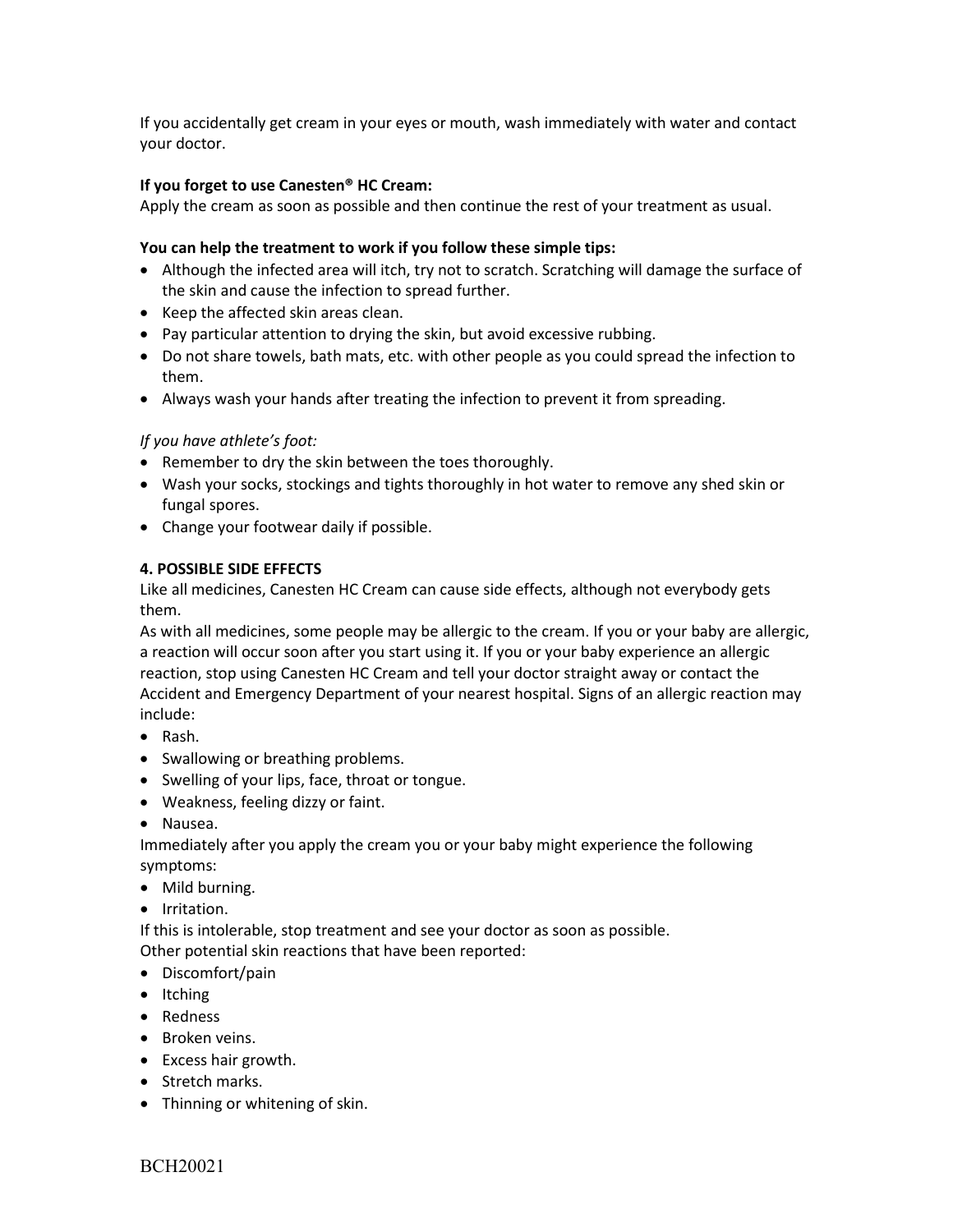If you accidentally get cream in your eyes or mouth, wash immediately with water and contact your doctor.

**If you forget to use Canesten® HC Cream:**
Apply the cream as soon as possible and then continue the rest of your treatment as usual.

**You can help the treatment to work if you follow these simple tips:**

- Although the infected area will itch, try not to scratch. Scratching will damage the surface of the skin and cause the infection to spread further.
- Keep the affected skin areas clean.
- Pay particular attention to drying the skin, but avoid excessive rubbing.
- Do not share towels, bath mats, etc. with other people as you could spread the infection to them.
- Always wash your hands after treating the infection to prevent it from spreading.

*If you have athlete's foot:*

- Remember to dry the skin between the toes thoroughly.
- Wash your socks, stockings and tights thoroughly in hot water to remove any shed skin or fungal spores.
- Change your footwear daily if possible.

**4. POSSIBLE SIDE EFFECTS**

Like all medicines, Canesten HC Cream can cause side effects, although not everybody gets them.

As with all medicines, some people may be allergic to the cream. If you or your baby are allergic, a reaction will occur soon after you start using it. If you or your baby experience an allergic reaction, stop using Canesten HC Cream and tell your doctor straight away or contact the Accident and Emergency Department of your nearest hospital. Signs of an allergic reaction may include:

- Rash.
- Swallowing or breathing problems.
- Swelling of your lips, face, throat or tongue.
- Weakness, feeling dizzy or faint.
- Nausea.

Immediately after you apply the cream you or your baby might experience the following symptoms:

- Mild burning.
- Irritation.

If this is intolerable, stop treatment and see your doctor as soon as possible.

Other potential skin reactions that have been reported:

- Discomfort/pain
- Itching
- Redness
- Broken veins.
- Excess hair growth.
- Stretch marks.
- Thinning or whitening of skin.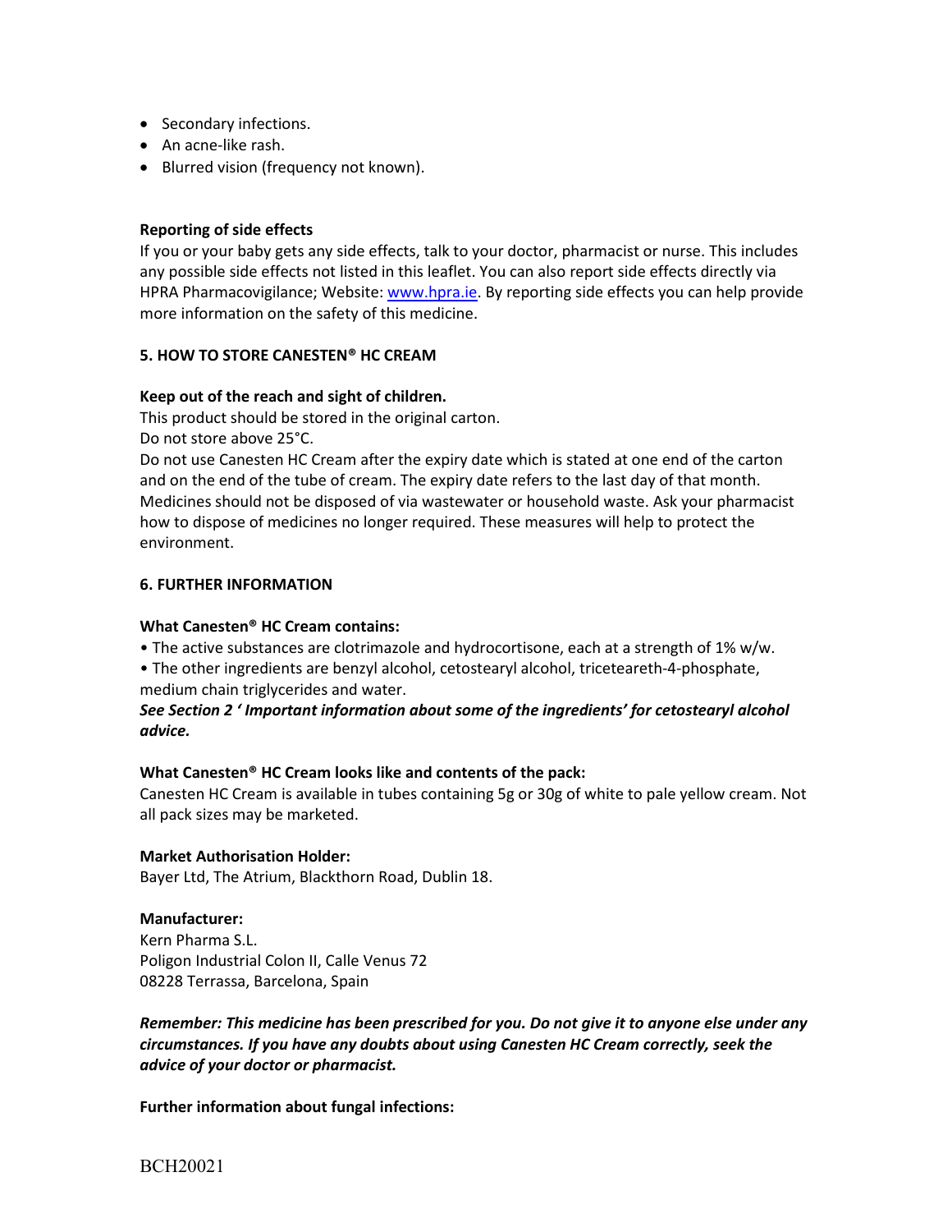- Secondary infections.
- An acne-like rash.
- Blurred vision (frequency not known).

**Reporting of side effects**

If you or your baby gets any side effects, talk to your doctor, pharmacist or nurse. This includes any possible side effects not listed in this leaflet. You can also report side effects directly via HPRA Pharmacovigilance; Website: www.hpra.ie. By reporting side effects you can help provide more information on the safety of this medicine.

## 5. HOW TO STORE CANESTEN® HC CREAM

**Keep out of the reach and sight of children.**

This product should be stored in the original carton.

Do not store above 25°C.

Do not use Canesten HC Cream after the expiry date which is stated at one end of the carton and on the end of the tube of cream. The expiry date refers to the last day of that month.

Medicines should not be disposed of via wastewater or household waste. Ask your pharmacist how to dispose of medicines no longer required. These measures will help to protect the environment.

## 6. FURTHER INFORMATION

**What Canesten® HC Cream contains:**

- The active substances are clotrimazole and hydrocortisone, each at a strength of 1% w/w.
- The other ingredients are benzyl alcohol, cetostearyl alcohol, triceteareth-4-phosphate, medium chain triglycerides and water.

***See Section 2 ' Important information about some of the ingredients' for cetostearyl alcohol advice.***

**What Canesten® HC Cream looks like and contents of the pack:**

Canesten HC Cream is available in tubes containing 5g or 30g of white to pale yellow cream. Not all pack sizes may be marketed.

**Market Authorisation Holder:**

Bayer Ltd, The Atrium, Blackthorn Road, Dublin 18.

**Manufacturer:**

Kern Pharma S.L.
Poligon Industrial Colon II, Calle Venus 72
08228 Terrassa, Barcelona, Spain

***Remember: This medicine has been prescribed for you. Do not give it to anyone else under any circumstances. If you have any doubts about using Canesten HC Cream correctly, seek the advice of your doctor or pharmacist.***

**Further information about fungal infections:**

BCH20021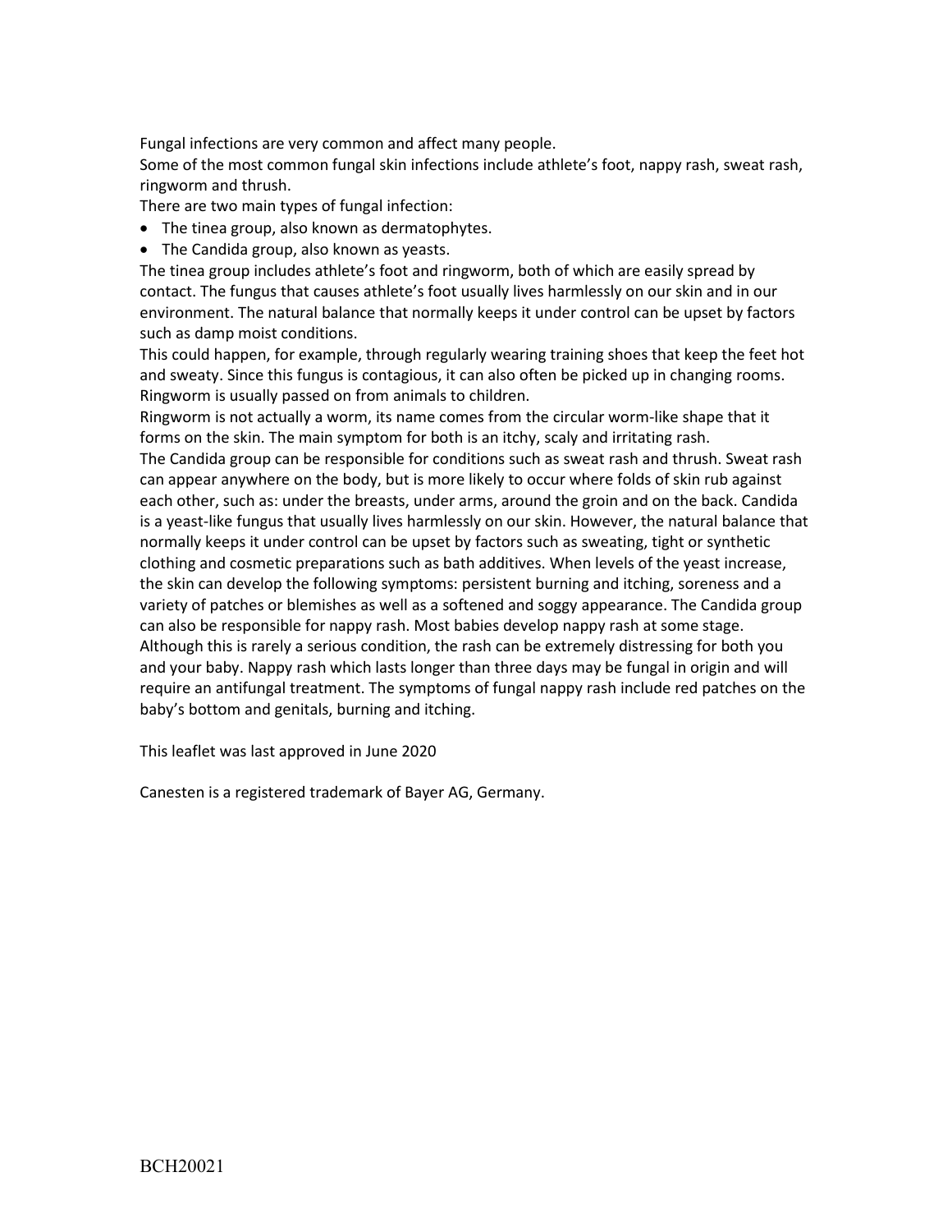Fungal infections are very common and affect many people.

Some of the most common fungal skin infections include athlete's foot, nappy rash, sweat rash, ringworm and thrush.

There are two main types of fungal infection:

- The tinea group, also known as dermatophytes.
- The Candida group, also known as yeasts.

The tinea group includes athlete's foot and ringworm, both of which are easily spread by contact. The fungus that causes athlete's foot usually lives harmlessly on our skin and in our environment. The natural balance that normally keeps it under control can be upset by factors such as damp moist conditions.

This could happen, for example, through regularly wearing training shoes that keep the feet hot and sweaty. Since this fungus is contagious, it can also often be picked up in changing rooms. Ringworm is usually passed on from animals to children.

Ringworm is not actually a worm, its name comes from the circular worm-like shape that it forms on the skin. The main symptom for both is an itchy, scaly and irritating rash.

The Candida group can be responsible for conditions such as sweat rash and thrush. Sweat rash can appear anywhere on the body, but is more likely to occur where folds of skin rub against each other, such as: under the breasts, under arms, around the groin and on the back. Candida is a yeast-like fungus that usually lives harmlessly on our skin. However, the natural balance that normally keeps it under control can be upset by factors such as sweating, tight or synthetic clothing and cosmetic preparations such as bath additives. When levels of the yeast increase, the skin can develop the following symptoms: persistent burning and itching, soreness and a variety of patches or blemishes as well as a softened and soggy appearance. The Candida group can also be responsible for nappy rash. Most babies develop nappy rash at some stage. Although this is rarely a serious condition, the rash can be extremely distressing for both you and your baby. Nappy rash which lasts longer than three days may be fungal in origin and will require an antifungal treatment. The symptoms of fungal nappy rash include red patches on the baby's bottom and genitals, burning and itching.

This leaflet was last approved in June 2020

Canesten is a registered trademark of Bayer AG, Germany.

BCH20021